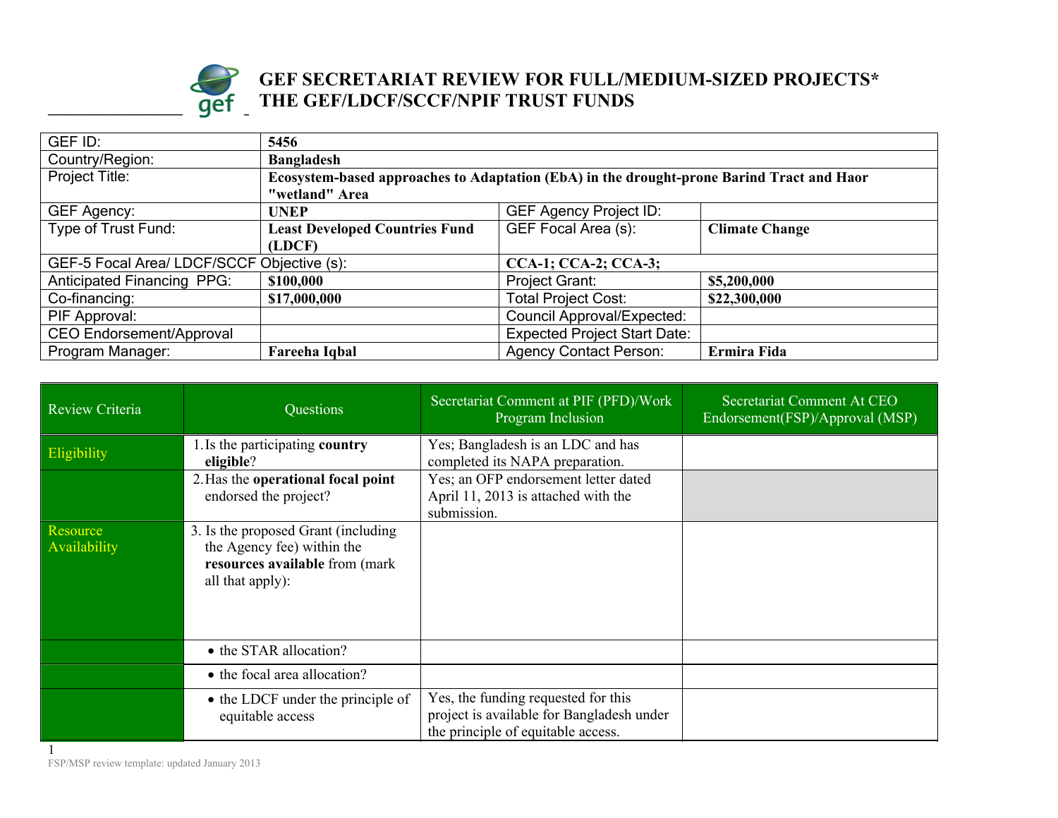# GEF SECRETARIAT REVIEW FOR FULL/MEDIUM-SIZED PROJECTS*
# THE GEF/LDCF/SCCF/NPIF TRUST FUNDS

| GEF ID: | 5456 | | |
|---|---|---|---|
| Country/Region: | **Bangladesh** | | |
| Project Title: | **Ecosystem-based approaches to Adaptation (EbA) in the drought-prone Barind Tract and Haor "wetland" Area** | | |
| GEF Agency: | **UNEP** | GEF Agency Project ID: | |
| Type of Trust Fund: | **Least Developed Countries Fund (LDCF)** | GEF Focal Area (s): | **Climate Change** |
| GEF-5 Focal Area/ LDCF/SCCF Objective (s): | | **CCA-1; CCA-2; CCA-3;** | |
| Anticipated Financing PPG: | **$100,000** | Project Grant: | **$5,200,000** |
| Co-financing: | **$17,000,000** | Total Project Cost: | **$22,300,000** |
| PIF Approval: | | Council Approval/Expected: | |
| CEO Endorsement/Approval | | Expected Project Start Date: | |
| Program Manager: | **Fareeha Iqbal** | Agency Contact Person: | **Ermira Fida** |

| Review Criteria | Questions | Secretariat Comment at PIF (PFD)/Work Program Inclusion | Secretariat Comment At CEO Endorsement(FSP)/Approval (MSP) |
|---|---|---|---|
| Eligibility | 1. Is the participating **country eligible**? | Yes; Bangladesh is an LDC and has completed its NAPA preparation. | |
| | 2. Has the **operational focal point** endorsed the project? | Yes; an OFP endorsement letter dated April 11, 2013 is attached with the submission. | |
| Resource Availability | 3. Is the proposed Grant (including the Agency fee) within the **resources available** from (mark all that apply): | | |
| | • the STAR allocation? | | |
| | • the focal area allocation? | | |
| | • the LDCF under the principle of equitable access | Yes, the funding requested for this project is available for Bangladesh under the principle of equitable access. | |

FSP/MSP review template: updated January 2013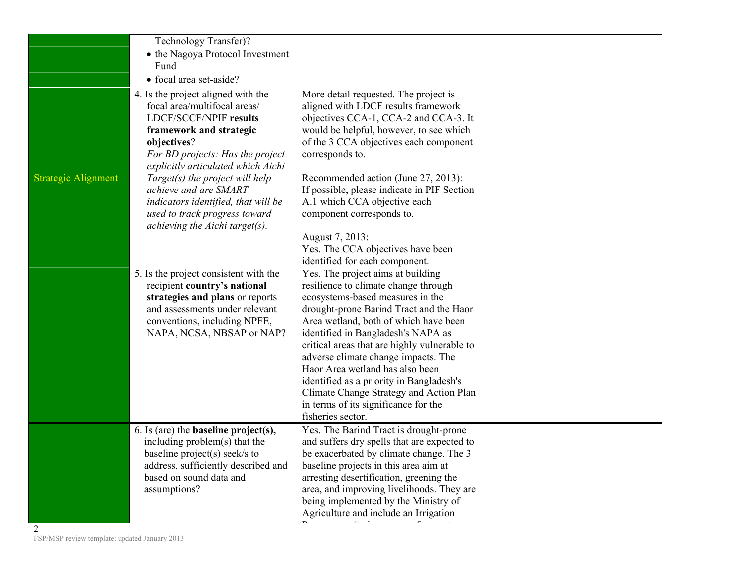| | | | |
|---|---|---|---|
| | Technology Transfer)? | | |
| | • the Nagoya Protocol Investment Fund | | |
| | • focal area set-aside? | | |
| Strategic Alignment | 4. Is the project aligned with the focal area/multifocal areas/ LDCF/SCCF/NPIF **results framework and strategic objectives**?<br>*For BD projects: Has the project explicitly articulated which Aichi Target(s) the project will help achieve and are SMART indicators identified, that will be used to track progress toward achieving the Aichi target(s).* | More detail requested. The project is aligned with LDCF results framework objectives CCA-1, CCA-2 and CCA-3. It would be helpful, however, to see which of the 3 CCA objectives each component corresponds to.<br><br>Recommended action (June 27, 2013): If possible, please indicate in PIF Section A.1 which CCA objective each component corresponds to.<br><br>August 7, 2013:<br>Yes. The CCA objectives have been identified for each component. | |
| | 5. Is the project consistent with the recipient **country's national strategies and plans** or reports and assessments under relevant conventions, including NPFE, NAPA, NCSA, NBSAP or NAP? | Yes. The project aims at building resilience to climate change through ecosystems-based measures in the drought-prone Barind Tract and the Haor Area wetland, both of which have been identified in Bangladesh's NAPA as critical areas that are highly vulnerable to adverse climate change impacts. The Haor Area wetland has also been identified as a priority in Bangladesh's Climate Change Strategy and Action Plan in terms of its significance for the fisheries sector. | |
| | 6. Is (are) the **baseline project(s),** including problem(s) that the baseline project(s) seek/s to address, sufficiently described and based on sound data and assumptions? | Yes. The Barind Tract is drought-prone and suffers dry spells that are expected to be exacerbated by climate change. The 3 baseline projects in this area aim at arresting desertification, greening the area, and improving livelihoods. They are being implemented by the Ministry of Agriculture and include an Irrigation | |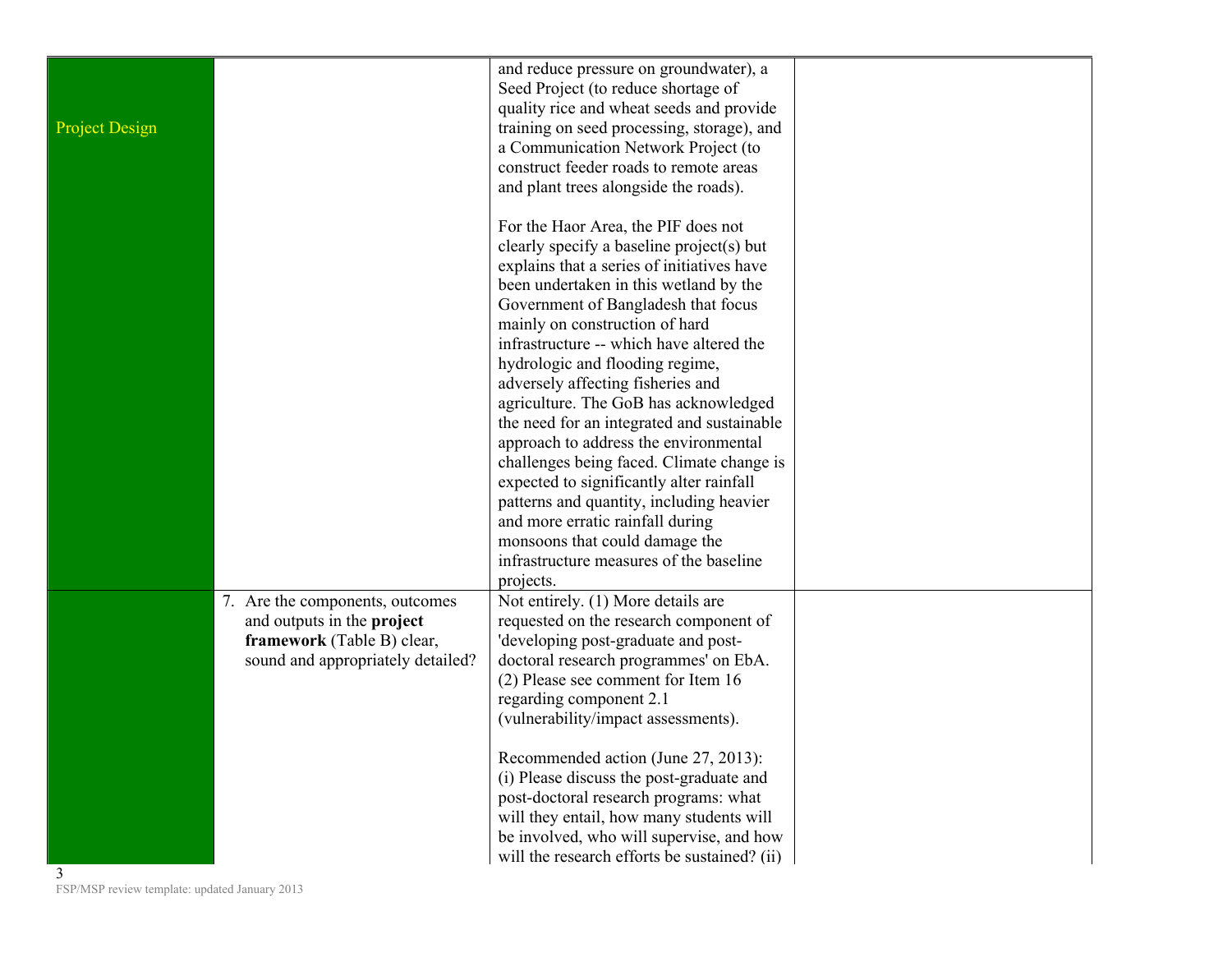| | | | |
|---|---|---|---|
| Project Design | | and reduce pressure on groundwater), a Seed Project (to reduce shortage of quality rice and wheat seeds and provide training on seed processing, storage), and a Communication Network Project (to construct feeder roads to remote areas and plant trees alongside the roads).<br><br>For the Haor Area, the PIF does not clearly specify a baseline project(s) but explains that a series of initiatives have been undertaken in this wetland by the Government of Bangladesh that focus mainly on construction of hard infrastructure -- which have altered the hydrologic and flooding regime, adversely affecting fisheries and agriculture. The GoB has acknowledged the need for an integrated and sustainable approach to address the environmental challenges being faced. Climate change is expected to significantly alter rainfall patterns and quantity, including heavier and more erratic rainfall during monsoons that could damage the infrastructure measures of the baseline projects. | |
| | 7. Are the components, outcomes and outputs in the **project framework** (Table B) clear, sound and appropriately detailed? | Not entirely. (1) More details are requested on the research component of 'developing post-graduate and post-doctoral research programmes' on EbA. (2) Please see comment for Item 16 regarding component 2.1 (vulnerability/impact assessments).<br><br>Recommended action (June 27, 2013):<br>(i) Please discuss the post-graduate and post-doctoral research programs: what will they entail, how many students will be involved, who will supervise, and how will the research efforts be sustained? (ii) | |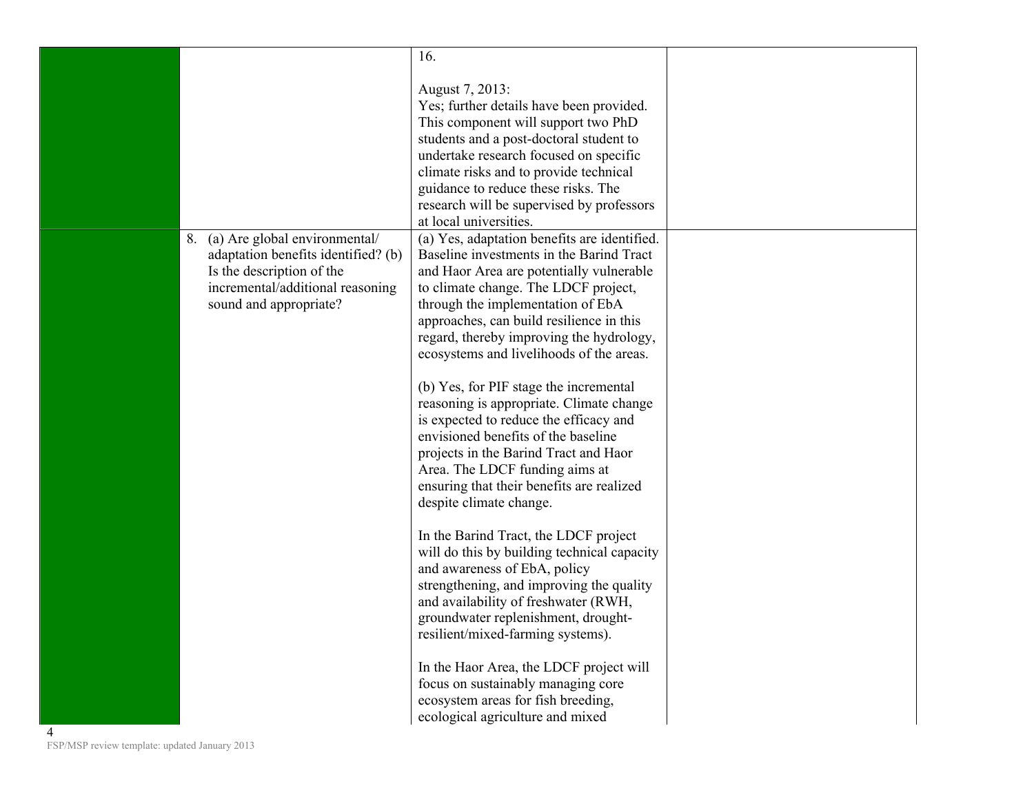| | | | |
|---|---|---|---|
| | | 16.<br><br>August 7, 2013:<br>Yes; further details have been provided. This component will support two PhD students and a post-doctoral student to undertake research focused on specific climate risks and to provide technical guidance to reduce these risks. The research will be supervised by professors at local universities. | |
| | 8. (a) Are global environmental/ adaptation benefits identified? (b) Is the description of the incremental/additional reasoning sound and appropriate? | (a) Yes, adaptation benefits are identified. Baseline investments in the Barind Tract and Haor Area are potentially vulnerable to climate change. The LDCF project, through the implementation of EbA approaches, can build resilience in this regard, thereby improving the hydrology, ecosystems and livelihoods of the areas.<br><br>(b) Yes, for PIF stage the incremental reasoning is appropriate. Climate change is expected to reduce the efficacy and envisioned benefits of the baseline projects in the Barind Tract and Haor Area. The LDCF funding aims at ensuring that their benefits are realized despite climate change.<br><br>In the Barind Tract, the LDCF project will do this by building technical capacity and awareness of EbA, policy strengthening, and improving the quality and availability of freshwater (RWH, groundwater replenishment, drought-resilient/mixed-farming systems).<br><br>In the Haor Area, the LDCF project will focus on sustainably managing core ecosystem areas for fish breeding, ecological agriculture and mixed | |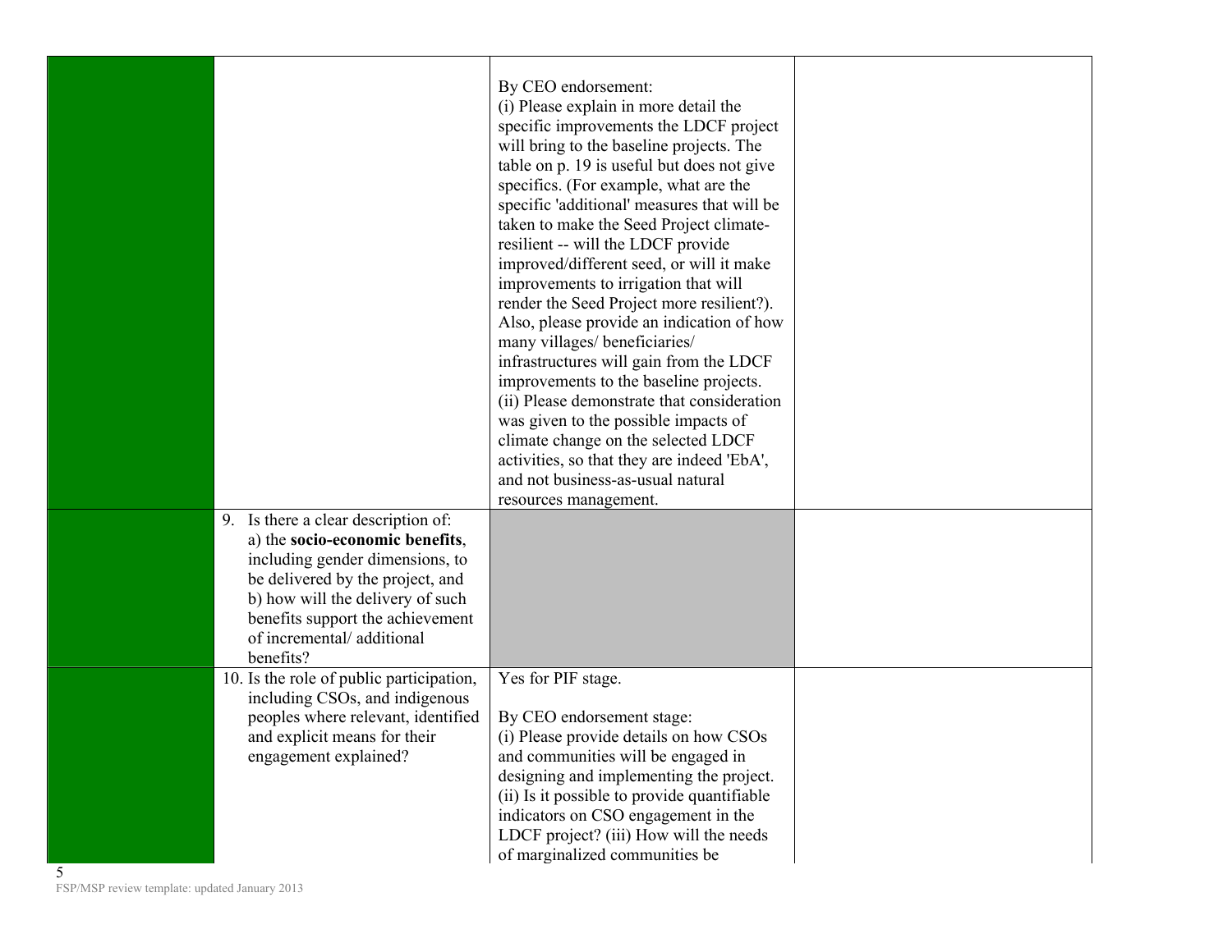| | | | |
|---|---|---|---|
| | | By CEO endorsement:<br>(i) Please explain in more detail the specific improvements the LDCF project will bring to the baseline projects. The table on p. 19 is useful but does not give specifics. (For example, what are the specific 'additional' measures that will be taken to make the Seed Project climate-resilient -- will the LDCF provide improved/different seed, or will it make improvements to irrigation that will render the Seed Project more resilient?). Also, please provide an indication of how many villages/ beneficiaries/ infrastructures will gain from the LDCF improvements to the baseline projects.<br>(ii) Please demonstrate that consideration was given to the possible impacts of climate change on the selected LDCF activities, so that they are indeed 'EbA', and not business-as-usual natural resources management. | |
| | 9. Is there a clear description of:<br>a) the **socio-economic benefits**, including gender dimensions, to be delivered by the project, and<br>b) how will the delivery of such benefits support the achievement of incremental/ additional benefits? | | |
| | 10. Is the role of public participation, including CSOs, and indigenous peoples where relevant, identified and explicit means for their engagement explained? | Yes for PIF stage.<br><br>By CEO endorsement stage:<br>(i) Please provide details on how CSOs and communities will be engaged in designing and implementing the project.<br>(ii) Is it possible to provide quantifiable indicators on CSO engagement in the LDCF project? (iii) How will the needs of marginalized communities be | |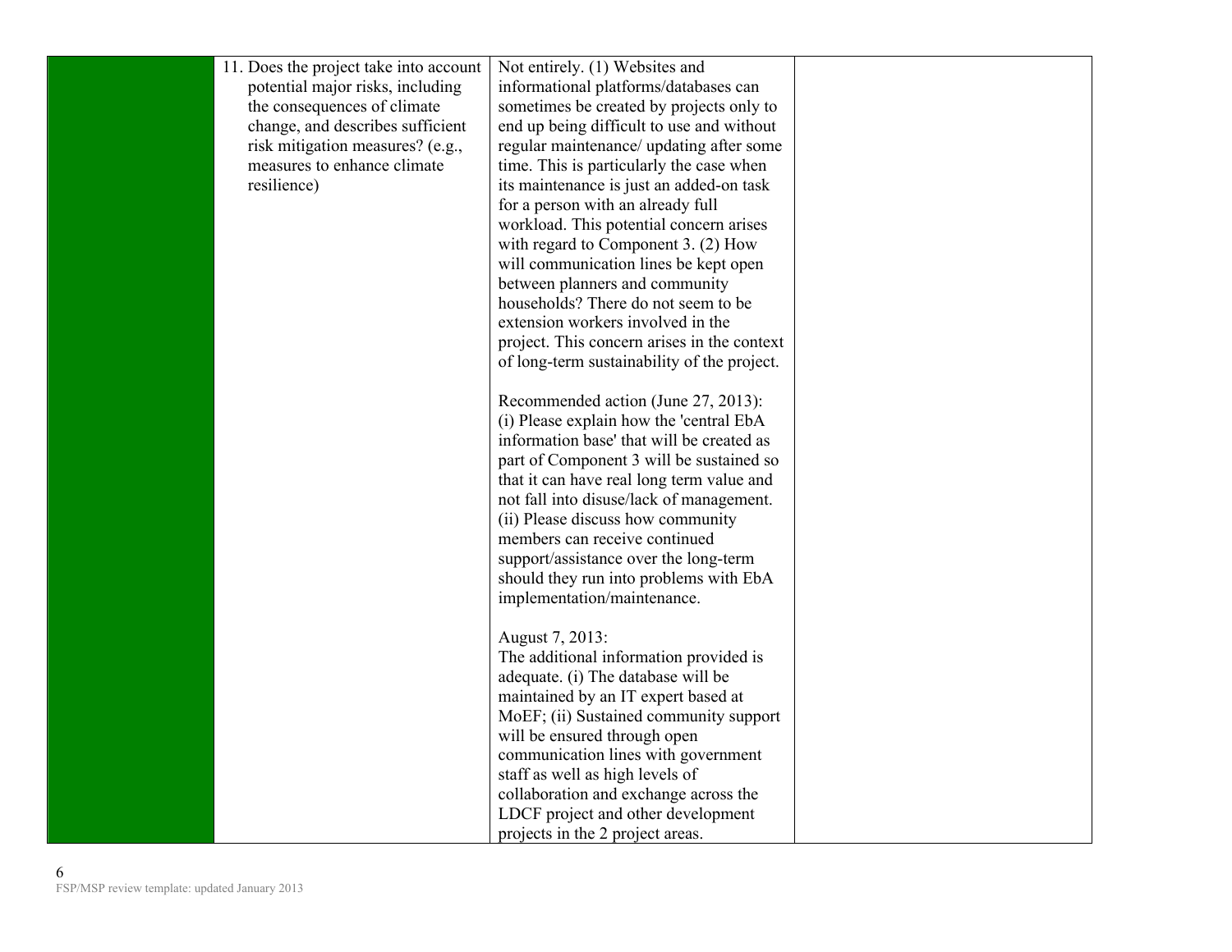| | | | |
|---|---|---|---|
| | 11. Does the project take into account potential major risks, including the consequences of climate change, and describes sufficient risk mitigation measures? (e.g., measures to enhance climate resilience) | Not entirely. (1) Websites and informational platforms/databases can sometimes be created by projects only to end up being difficult to use and without regular maintenance/ updating after some time. This is particularly the case when its maintenance is just an added-on task for a person with an already full workload. This potential concern arises with regard to Component 3. (2) How will communication lines be kept open between planners and community households? There do not seem to be extension workers involved in the project. This concern arises in the context of long-term sustainability of the project.<br><br>Recommended action (June 27, 2013): (i) Please explain how the 'central EbA information base' that will be created as part of Component 3 will be sustained so that it can have real long term value and not fall into disuse/lack of management. (ii) Please discuss how community members can receive continued support/assistance over the long-term should they run into problems with EbA implementation/maintenance.<br><br>August 7, 2013:<br>The additional information provided is adequate. (i) The database will be maintained by an IT expert based at MoEF; (ii) Sustained community support will be ensured through open communication lines with government staff as well as high levels of collaboration and exchange across the LDCF project and other development projects in the 2 project areas. | |

FSP/MSP review template: updated January 2013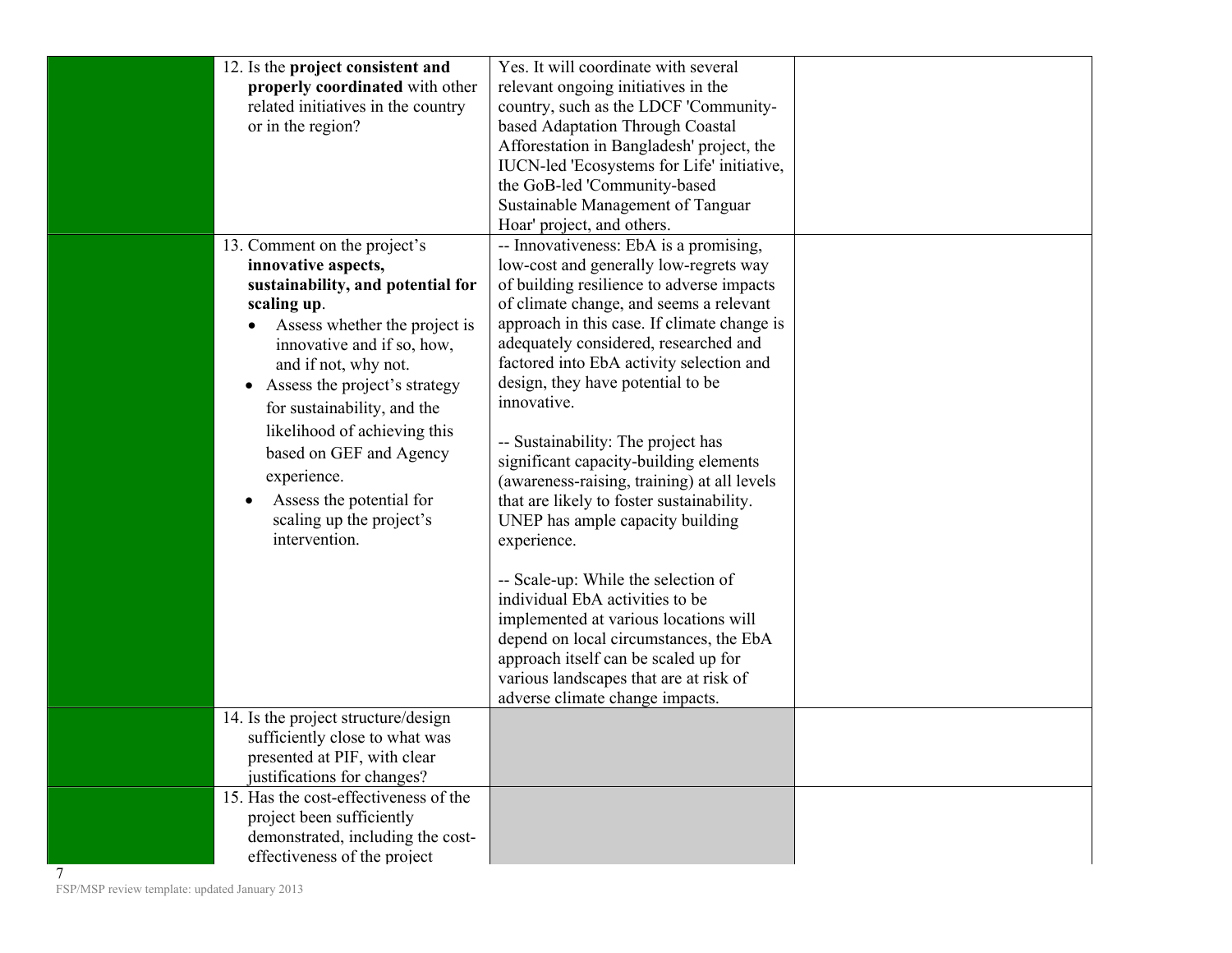| | | | |
|---|---|---|---|
| | 12. Is the **project consistent and properly coordinated** with other related initiatives in the country or in the region? | Yes. It will coordinate with several relevant ongoing initiatives in the country, such as the LDCF 'Community-based Adaptation Through Coastal Afforestation in Bangladesh' project, the IUCN-led 'Ecosystems for Life' initiative, the GoB-led 'Community-based Sustainable Management of Tanguar Hoar' project, and others. | |
| | 13. Comment on the project's **innovative aspects, sustainability, and potential for scaling up**.<br>• Assess whether the project is innovative and if so, how, and if not, why not.<br>• Assess the project's strategy for sustainability, and the likelihood of achieving this based on GEF and Agency experience.<br>• Assess the potential for scaling up the project's intervention. | -- Innovativeness: EbA is a promising, low-cost and generally low-regrets way of building resilience to adverse impacts of climate change, and seems a relevant approach in this case. If climate change is adequately considered, researched and factored into EbA activity selection and design, they have potential to be innovative.<br><br>-- Sustainability: The project has significant capacity-building elements (awareness-raising, training) at all levels that are likely to foster sustainability. UNEP has ample capacity building experience.<br><br>-- Scale-up: While the selection of individual EbA activities to be implemented at various locations will depend on local circumstances, the EbA approach itself can be scaled up for various landscapes that are at risk of adverse climate change impacts. | |
| | 14. Is the project structure/design sufficiently close to what was presented at PIF, with clear justifications for changes? | | |
| | 15. Has the cost-effectiveness of the project been sufficiently demonstrated, including the cost-effectiveness of the project | | |

FSP/MSP review template: updated January 2013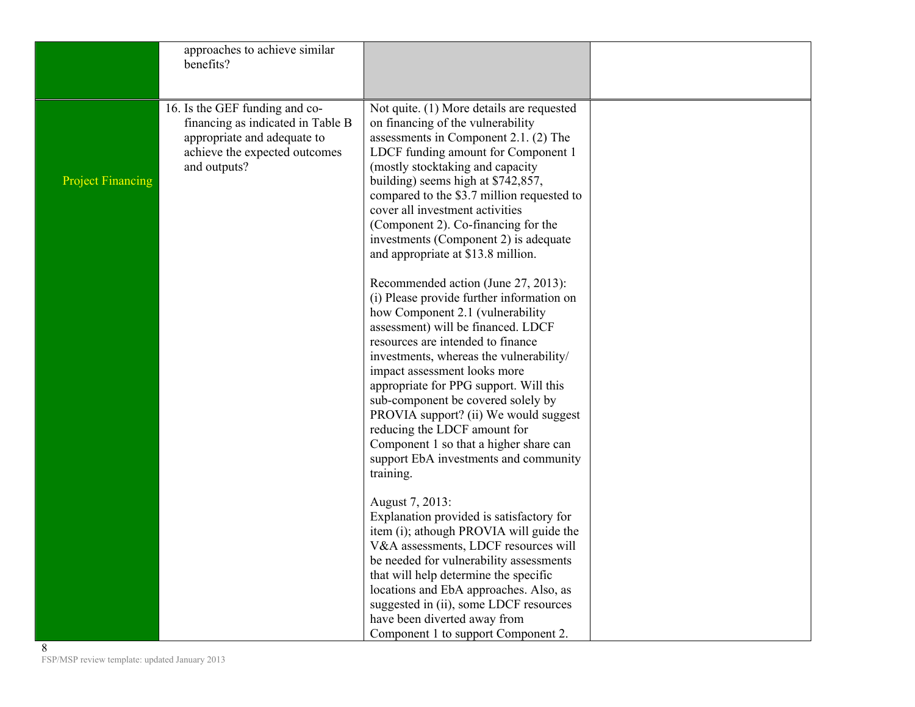| | | | |
|---|---|---|---|
| | approaches to achieve similar benefits? | | |
| Project Financing | 16. Is the GEF funding and co-financing as indicated in Table B appropriate and adequate to achieve the expected outcomes and outputs? | Not quite. (1) More details are requested on financing of the vulnerability assessments in Component 2.1. (2) The LDCF funding amount for Component 1 (mostly stocktaking and capacity building) seems high at $742,857, compared to the $3.7 million requested to cover all investment activities (Component 2). Co-financing for the investments (Component 2) is adequate and appropriate at $13.8 million.<br><br>Recommended action (June 27, 2013): (i) Please provide further information on how Component 2.1 (vulnerability assessment) will be financed. LDCF resources are intended to finance investments, whereas the vulnerability/ impact assessment looks more appropriate for PPG support. Will this sub-component be covered solely by PROVIA support? (ii) We would suggest reducing the LDCF amount for Component 1 so that a higher share can support EbA investments and community training.<br><br>August 7, 2013:<br>Explanation provided is satisfactory for item (i); athough PROVIA will guide the V&A assessments, LDCF resources will be needed for vulnerability assessments that will help determine the specific locations and EbA approaches. Also, as suggested in (ii), some LDCF resources have been diverted away from Component 1 to support Component 2. | |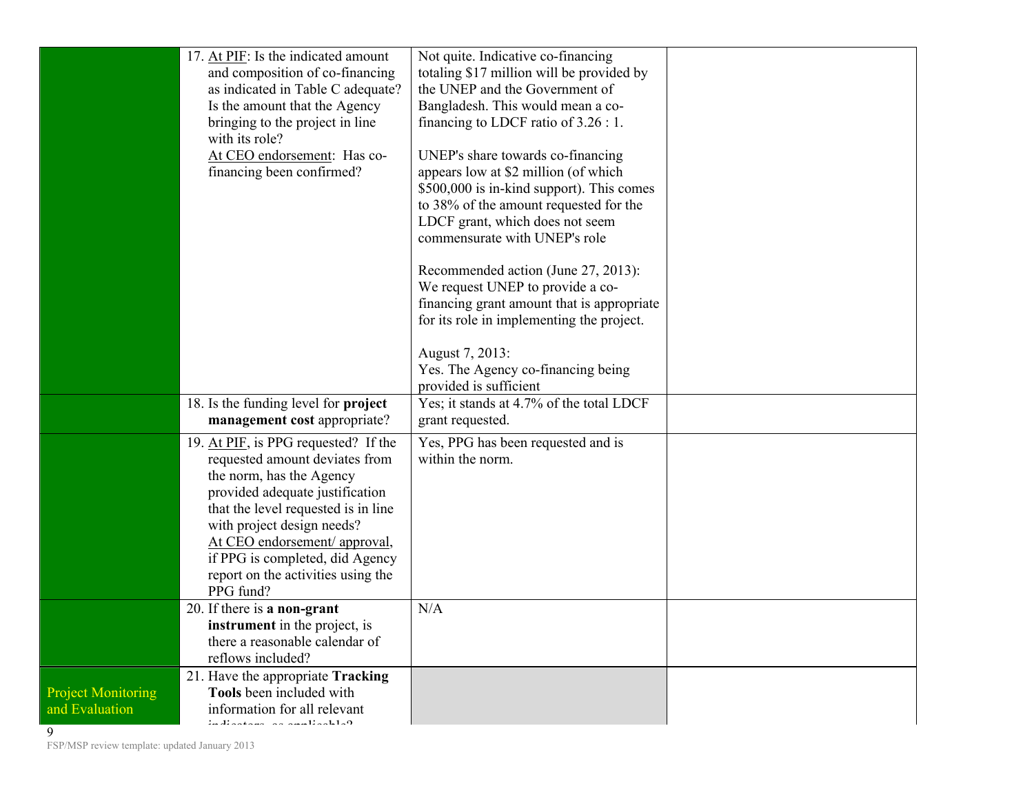| | | | |
|---|---|---|---|
| | 17. At PIF: Is the indicated amount and composition of co-financing as indicated in Table C adequate? Is the amount that the Agency bringing to the project in line with its role?<br>At CEO endorsement: Has co-financing been confirmed? | Not quite. Indicative co-financing totaling $17 million will be provided by the UNEP and the Government of Bangladesh. This would mean a co-financing to LDCF ratio of 3.26 : 1.<br><br>UNEP's share towards co-financing appears low at $2 million (of which $500,000 is in-kind support). This comes to 38% of the amount requested for the LDCF grant, which does not seem commensurate with UNEP's role<br><br>Recommended action (June 27, 2013): We request UNEP to provide a co-financing grant amount that is appropriate for its role in implementing the project.<br><br>August 7, 2013:<br>Yes. The Agency co-financing being provided is sufficient | |
| | 18. Is the funding level for **project management cost** appropriate? | Yes; it stands at 4.7% of the total LDCF grant requested. | |
| | 19. At PIF, is PPG requested? If the requested amount deviates from the norm, has the Agency provided adequate justification that the level requested is in line with project design needs?<br>At CEO endorsement/ approval, if PPG is completed, did Agency report on the activities using the PPG fund? | Yes, PPG has been requested and is within the norm. | |
| | 20. If there is **a non-grant instrument** in the project, is there a reasonable calendar of reflows included? | N/A | |
| Project Monitoring and Evaluation | 21. Have the appropriate **Tracking Tools** been included with information for all relevant indicators, as applicable? | | |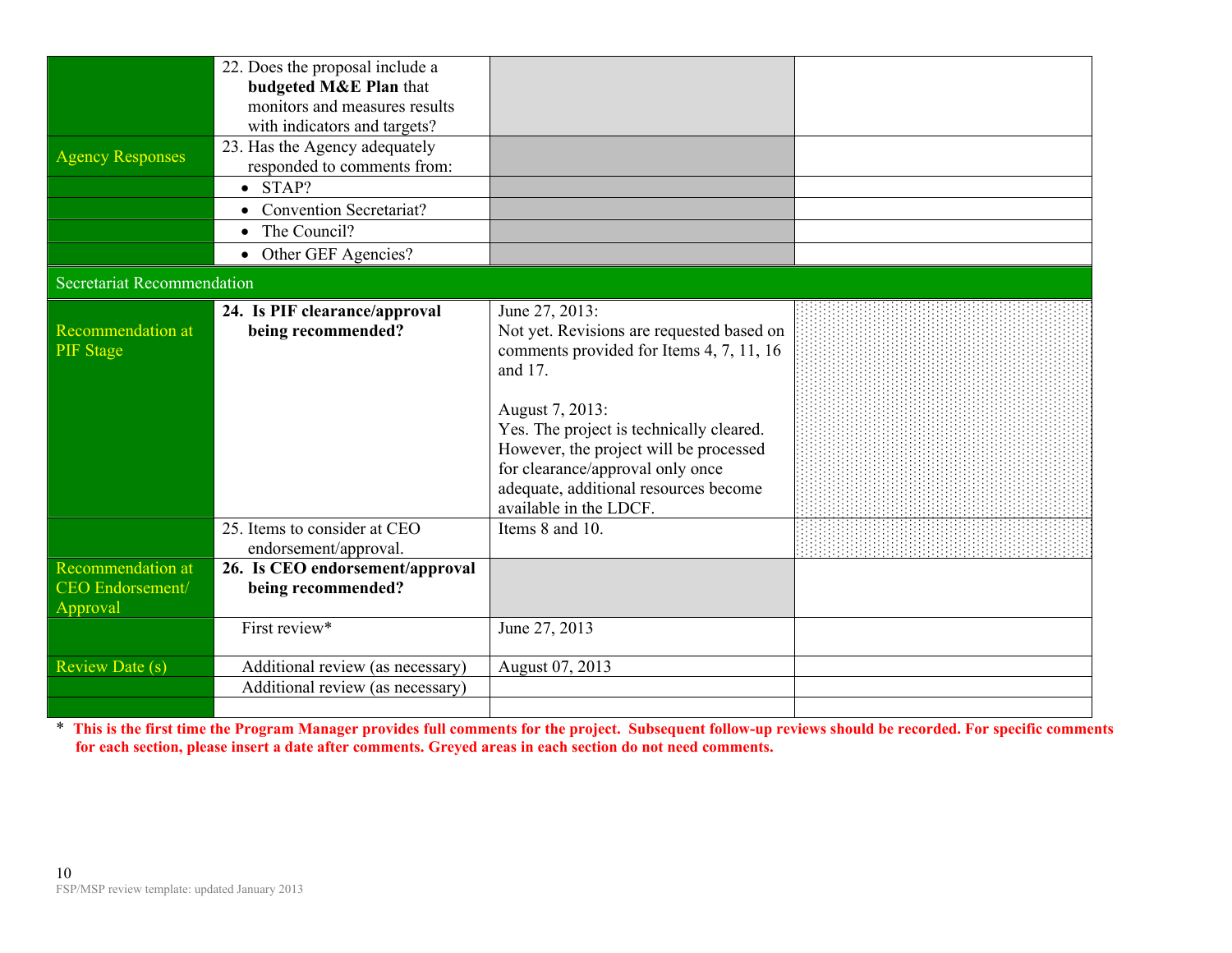| | | | |
|---|---|---|---|
| | 22. Does the proposal include a **budgeted M&E Plan** that monitors and measures results with indicators and targets? | | |
| Agency Responses | 23. Has the Agency adequately responded to comments from: | | |
| | • STAP? | | |
| | • Convention Secretariat? | | |
| | • The Council? | | |
| | • Other GEF Agencies? | | |
| Secretariat Recommendation | | | |
| Recommendation at PIF Stage | **24. Is PIF clearance/approval being recommended?** | June 27, 2013:<br>Not yet. Revisions are requested based on comments provided for Items 4, 7, 11, 16 and 17.<br><br>August 7, 2013:<br>Yes. The project is technically cleared. However, the project will be processed for clearance/approval only once adequate, additional resources become available in the LDCF. | |
| | 25. Items to consider at CEO endorsement/approval. | Items 8 and 10. | |
| Recommendation at CEO Endorsement/ Approval | **26. Is CEO endorsement/approval being recommended?** | | |
| | First review* | June 27, 2013 | |
| Review Date (s) | Additional review (as necessary) | August 07, 2013 | |
| | Additional review (as necessary) | | |
| | | | |

\* **This is the first time the Program Manager provides full comments for the project. Subsequent follow-up reviews should be recorded. For specific comments for each section, please insert a date after comments. Greyed areas in each section do not need comments.**

FSP/MSP review template: updated January 2013